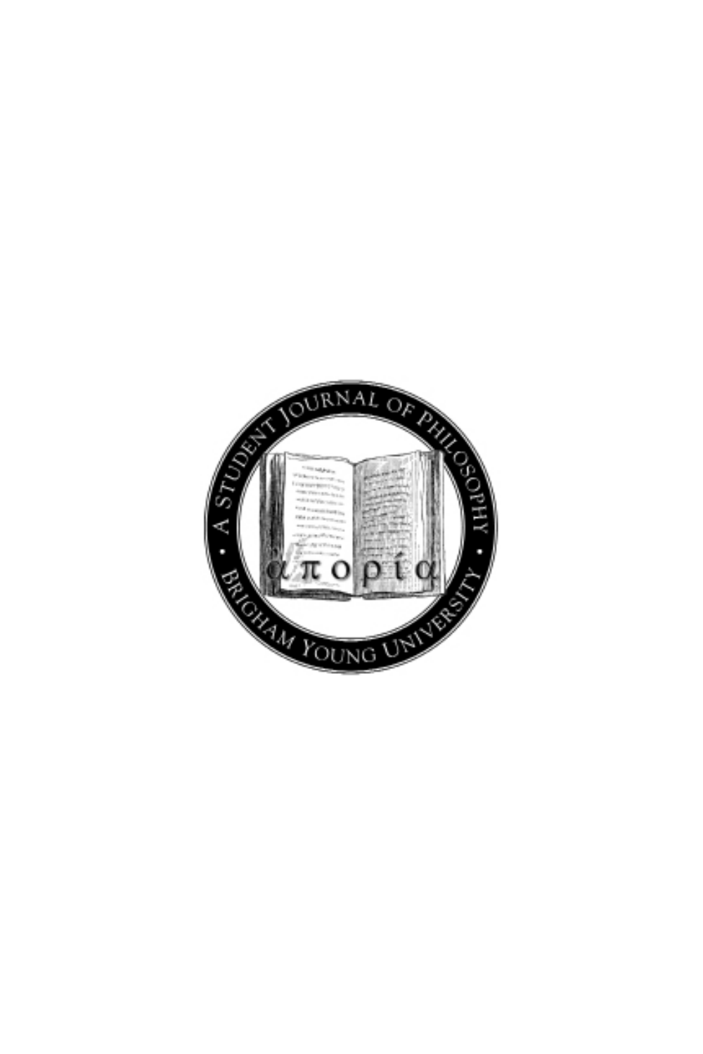A STUDENT JOURNAL OF PHILOSOPHY

απορία

BRIGHAM YOUNG UNIVERSITY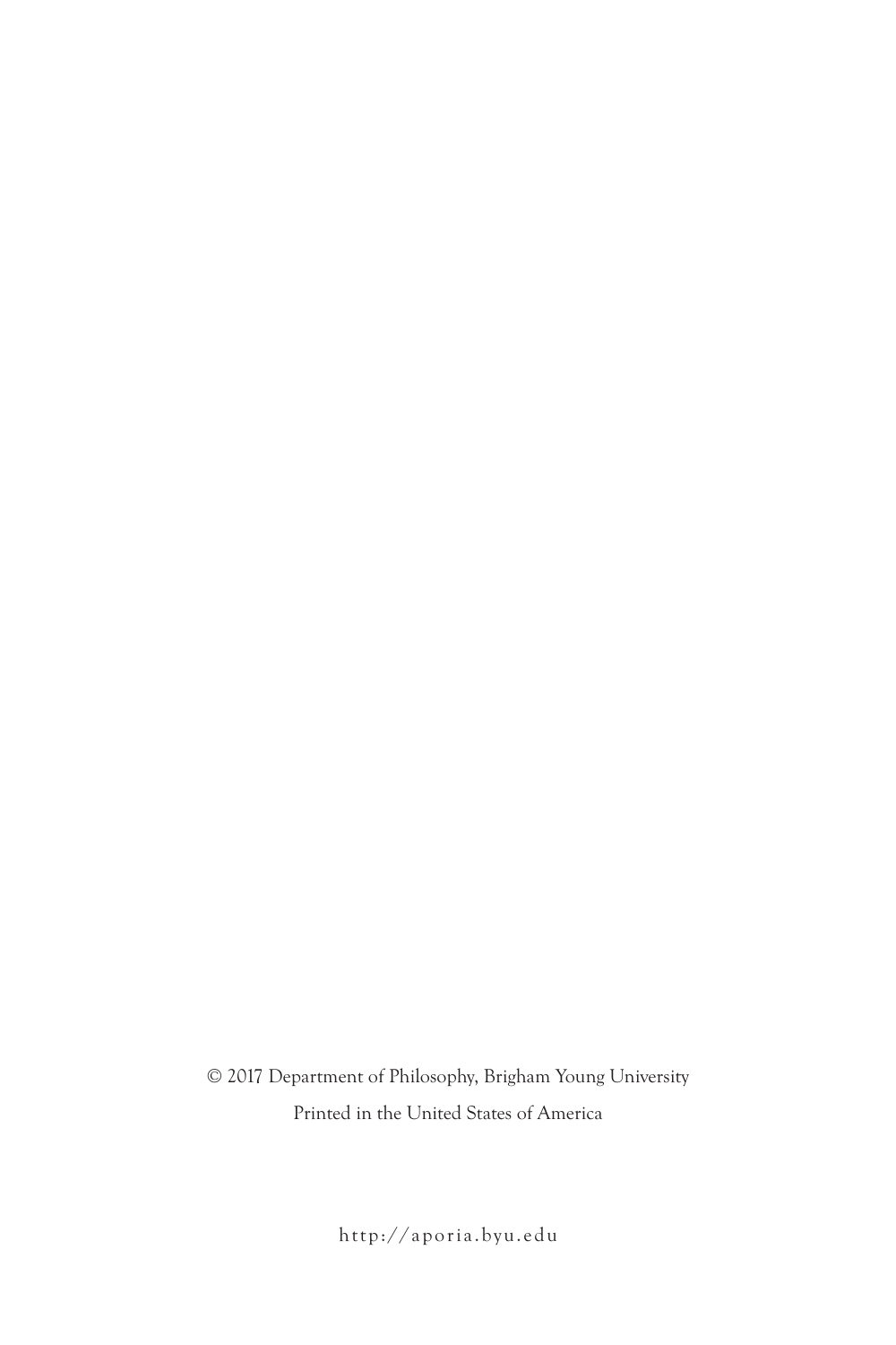© 2017 Department of Philosophy, Brigham Young University

Printed in the United States of America

http://aporia.byu.edu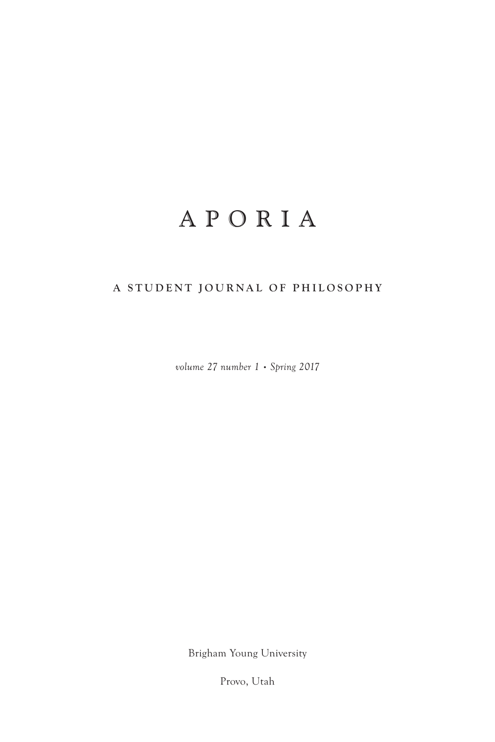# APORIA

## A STUDENT JOURNAL OF PHILOSOPHY

*volume 27 number 1 • Spring 2017*

Brigham Young University

Provo, Utah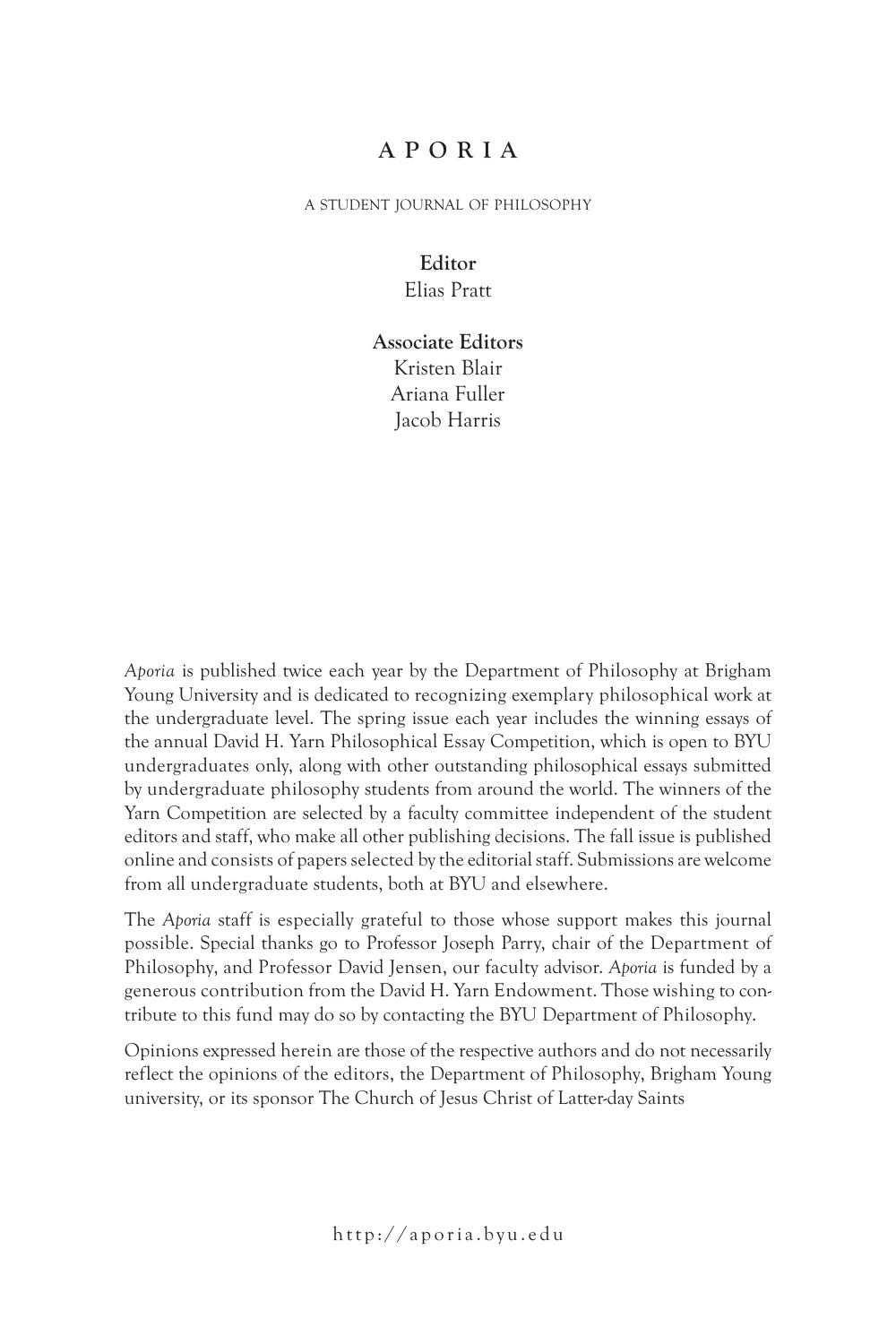# APORIA

A STUDENT JOURNAL OF PHILOSOPHY

**Editor**
Elias Pratt

**Associate Editors**
Kristen Blair
Ariana Fuller
Jacob Harris

*Aporia* is published twice each year by the Department of Philosophy at Brigham Young University and is dedicated to recognizing exemplary philosophical work at the undergraduate level. The spring issue each year includes the winning essays of the annual David H. Yarn Philosophical Essay Competition, which is open to BYU undergraduates only, along with other outstanding philosophical essays submitted by undergraduate philosophy students from around the world. The winners of the Yarn Competition are selected by a faculty committee independent of the student editors and staff, who make all other publishing decisions. The fall issue is published online and consists of papers selected by the editorial staff. Submissions are welcome from all undergraduate students, both at BYU and elsewhere.

The *Aporia* staff is especially grateful to those whose support makes this journal possible. Special thanks go to Professor Joseph Parry, chair of the Department of Philosophy, and Professor David Jensen, our faculty advisor. *Aporia* is funded by a generous contribution from the David H. Yarn Endowment. Those wishing to contribute to this fund may do so by contacting the BYU Department of Philosophy.

Opinions expressed herein are those of the respective authors and do not necessarily reflect the opinions of the editors, the Department of Philosophy, Brigham Young university, or its sponsor The Church of Jesus Christ of Latter-day Saints

http://aporia.byu.edu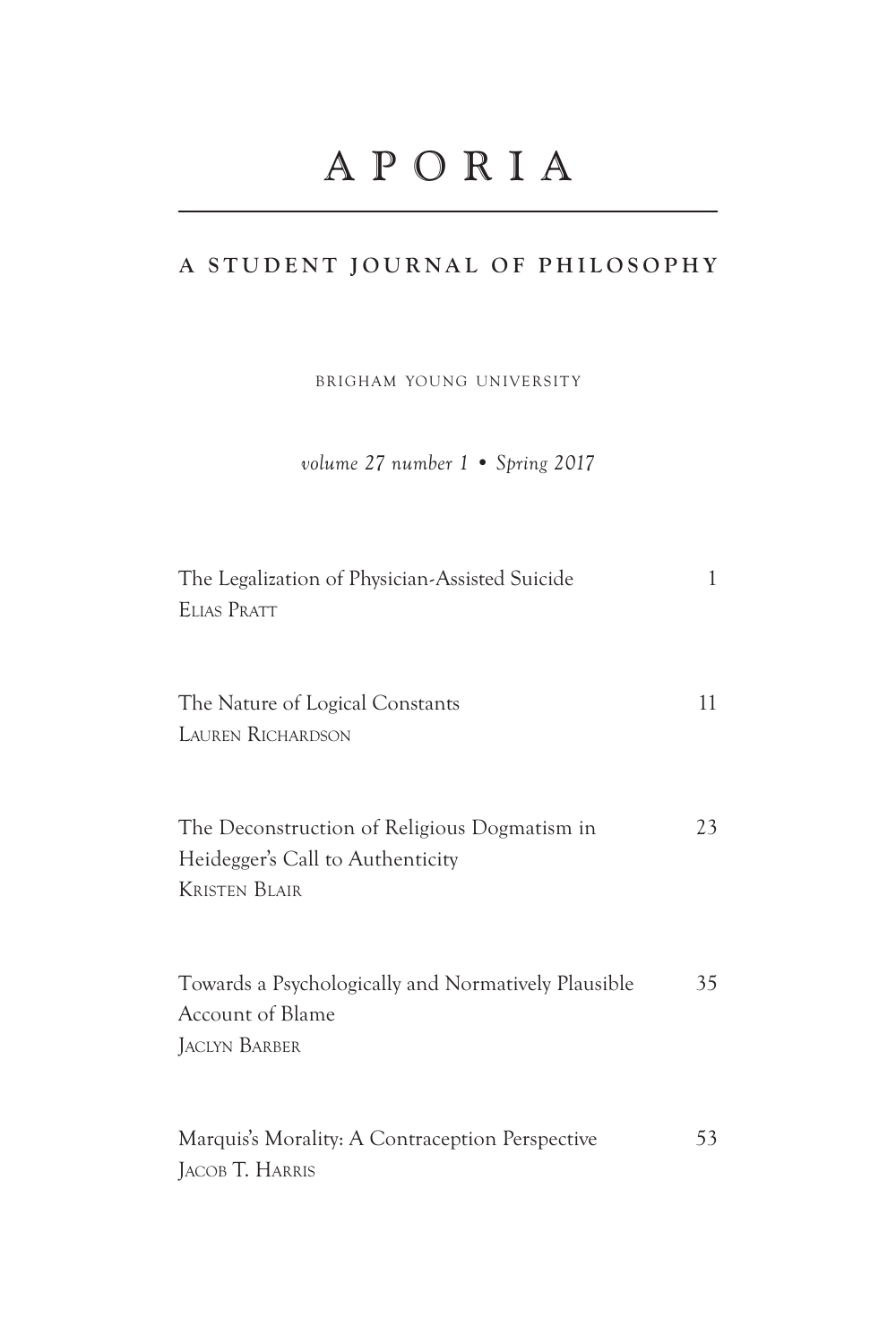# A P O R I A

## A STUDENT JOURNAL OF PHILOSOPHY

BRIGHAM YOUNG UNIVERSITY

*volume 27 number 1 • Spring 2017*

| | |
|---|---|
| The Legalization of Physician-Assisted Suicide<br>Elias Pratt | 1 |
| The Nature of Logical Constants<br>Lauren Richardson | 11 |
| The Deconstruction of Religious Dogmatism in Heidegger's Call to Authenticity<br>Kristen Blair | 23 |
| Towards a Psychologically and Normatively Plausible Account of Blame<br>Jaclyn Barber | 35 |
| Marquis's Morality: A Contraception Perspective<br>Jacob T. Harris | 53 |